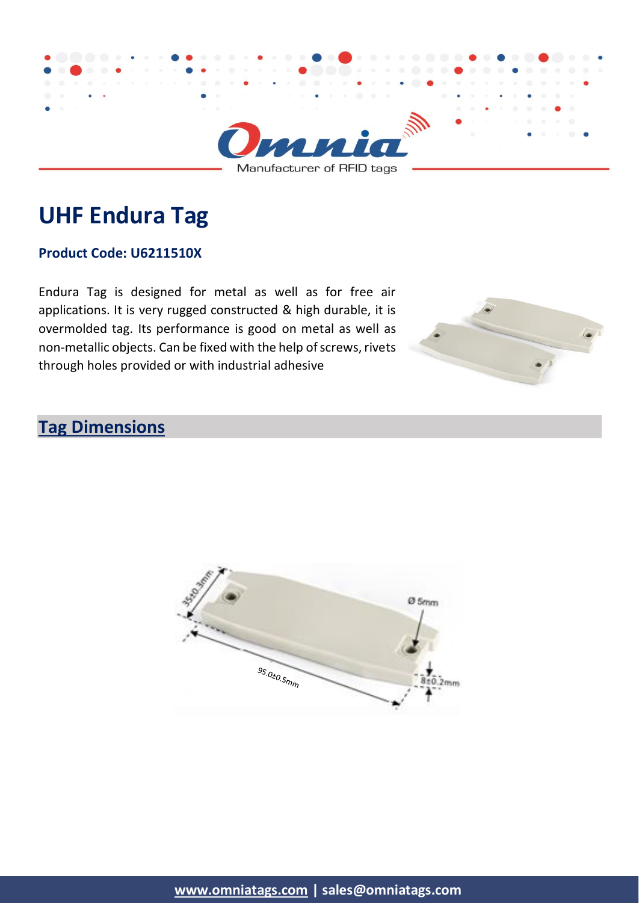# UHF Endura Tag

**Product Code: U6211510X**

Endura Tag is designed for metal as well as for free air applications. It is very rugged constructed & high durable, it is overmolded tag. Its performance is good on metal as well as non-metallic objects. Can be fixed with the help of screws, rivets through holes provided or with industrial adhesive

## Tag Dimensions

35±0.3mm

Ø 5mm

95.0±0.5mm

8±0.2mm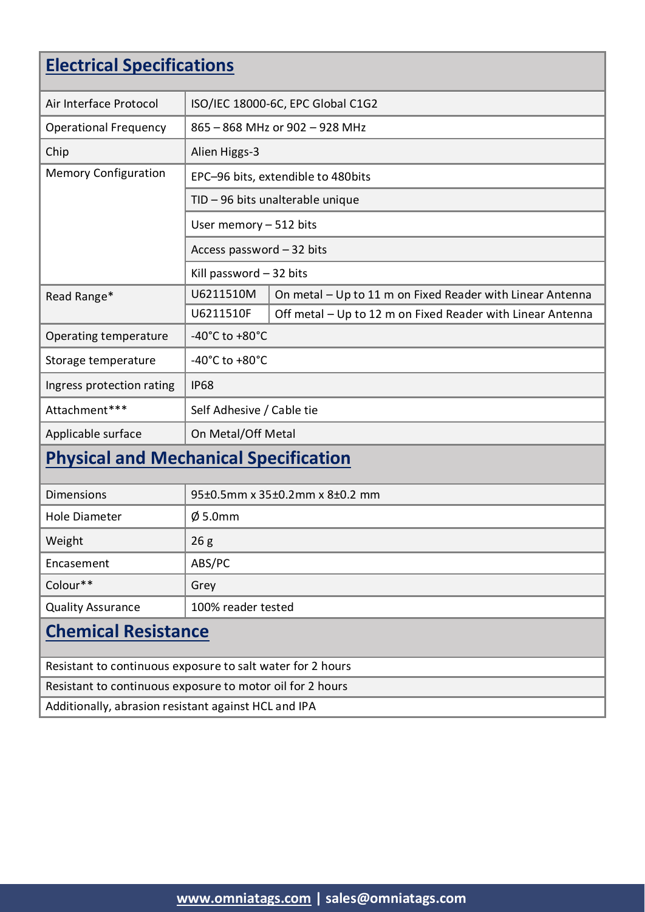## Electrical Specifications

| | | |
|---|---|---|
| Air Interface Protocol | ISO/IEC 18000-6C, EPC Global C1G2 | |
| Operational Frequency | 865 – 868 MHz or 902 – 928 MHz | |
| Chip | Alien Higgs-3 | |
| Memory Configuration | EPC–96 bits, extendible to 480bits | |
| | TID – 96 bits unalterable unique | |
| | User memory – 512 bits | |
| | Access password – 32 bits | |
| | Kill password – 32 bits | |
| Read Range* | U6211510M | On metal – Up to 11 m on Fixed Reader with Linear Antenna |
| | U6211510F | Off metal – Up to 12 m on Fixed Reader with Linear Antenna |
| Operating temperature | -40°C to +80°C | |
| Storage temperature | -40°C to +80°C | |
| Ingress protection rating | IP68 | |
| Attachment*** | Self Adhesive / Cable tie | |
| Applicable surface | On Metal/Off Metal | |

## Physical and Mechanical Specification

| | |
|---|---|
| Dimensions | 95±0.5mm x 35±0.2mm x 8±0.2 mm |
| Hole Diameter | Ø 5.0mm |
| Weight | 26 g |
| Encasement | ABS/PC |
| Colour** | Grey |
| Quality Assurance | 100% reader tested |

## Chemical Resistance

Resistant to continuous exposure to salt water for 2 hours

Resistant to continuous exposure to motor oil for 2 hours

Additionally, abrasion resistant against HCL and IPA

**www.omniatags.com | sales@omniatags.com**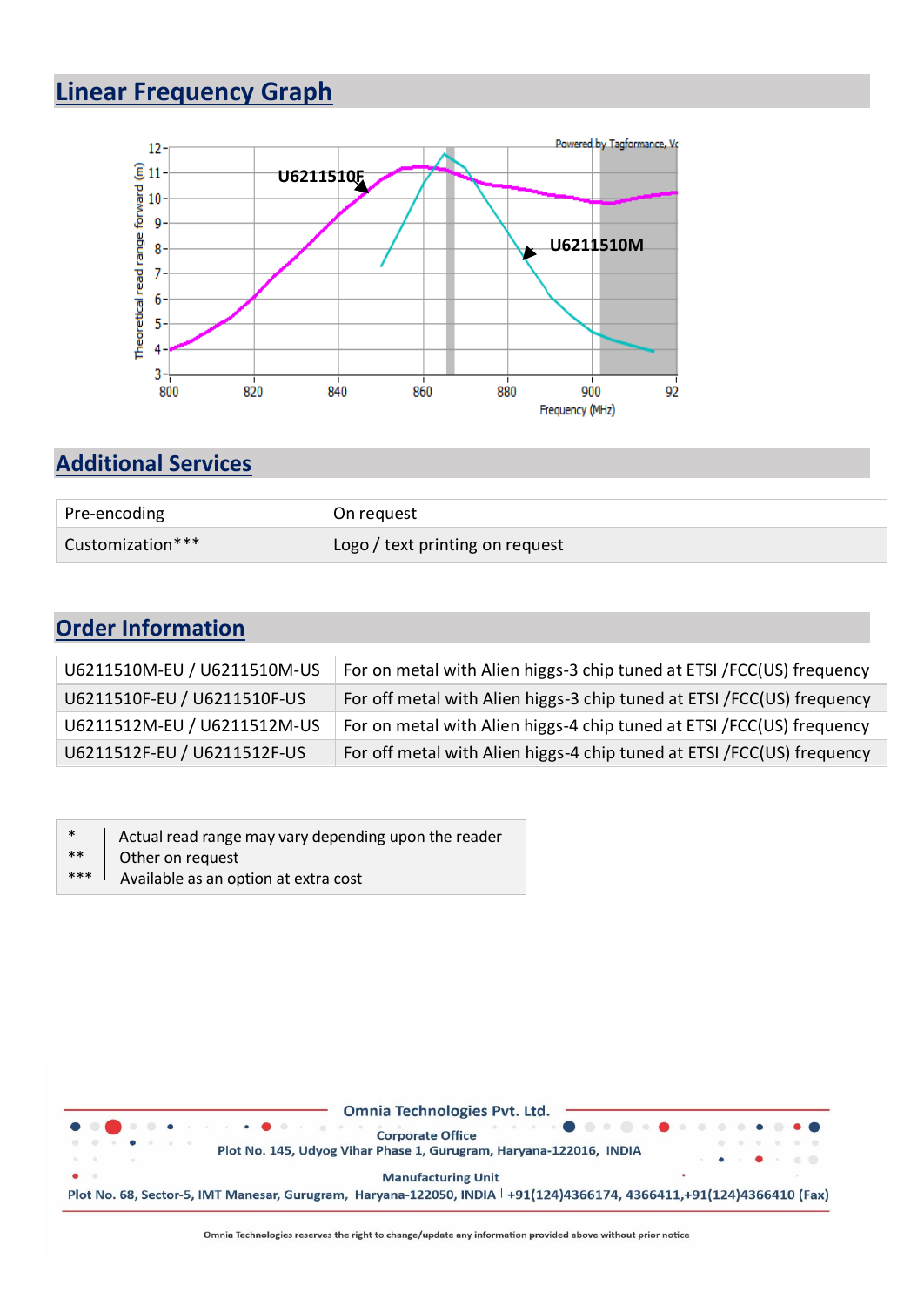## Linear Frequency Graph

Powered by Tagformance, V(

U6211510F

U6211510M

Theoretical read range forward (m)

12
11
10
9
8
7
6
5
4
3

800 820 840 860 880 900 92

Frequency (MHz)

## Additional Services

| | |
|---|---|
| Pre-encoding | On request |
| Customization*** | Logo / text printing on request |

## Order Information

| | |
|---|---|
| U6211510M-EU / U6211510M-US | For on metal with Alien higgs-3 chip tuned at ETSI /FCC(US) frequency |
| U6211510F-EU / U6211510F-US | For off metal with Alien higgs-3 chip tuned at ETSI /FCC(US) frequency |
| U6211512M-EU / U6211512M-US | For on metal with Alien higgs-4 chip tuned at ETSI /FCC(US) frequency |
| U6211512F-EU / U6211512F-US | For off metal with Alien higgs-4 chip tuned at ETSI /FCC(US) frequency |

| | |
|---|---|
| * | Actual read range may vary depending upon the reader |
| ** | Other on request |
| *** | Available as an option at extra cost |

**Omnia Technologies Pvt. Ltd.**

**Corporate Office**
Plot No. 145, Udyog Vihar Phase 1, Gurugram, Haryana-122016, INDIA

**Manufacturing Unit**
Plot No. 68, Sector-5, IMT Manesar, Gurugram, Haryana-122050, INDIA | +91(124)4366174, 4366411,+91(124)4366410 (Fax)

Omnia Technologies reserves the right to change/update any information provided above without prior notice